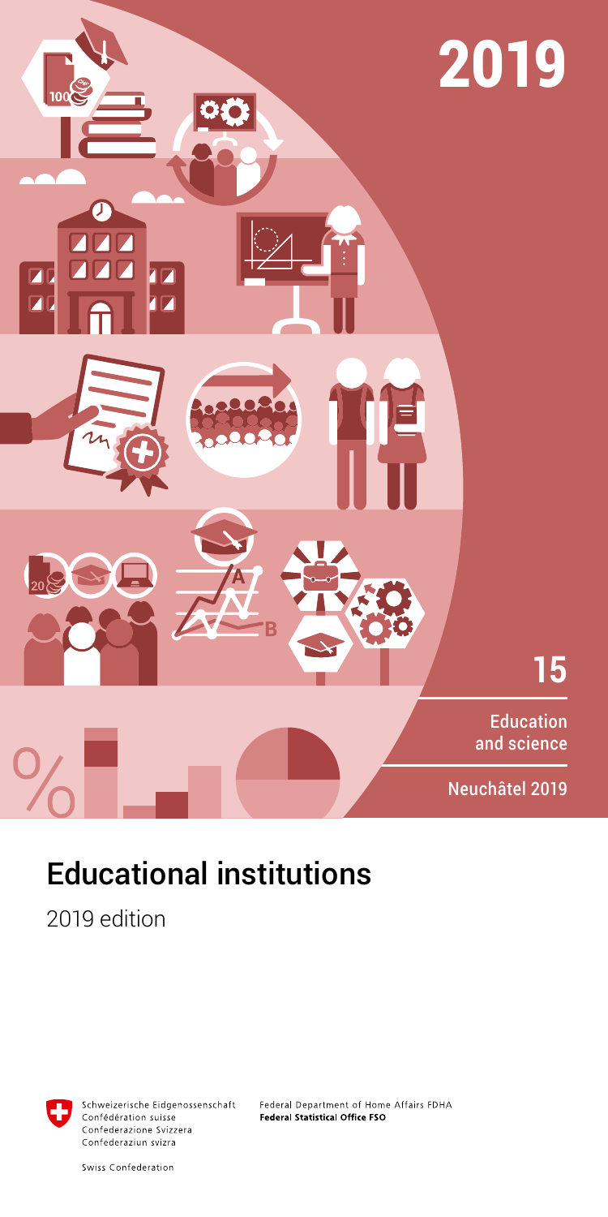2019

15

Education and science

Neuchâtel 2019

# Educational institutions

2019 edition

Schweizerische Eidgenossenschaft
Confédération suisse
Confederazione Svizzera
Confederaziun svizra

Swiss Confederation

Federal Department of Home Affairs FDHA
**Federal Statistical Office FSO**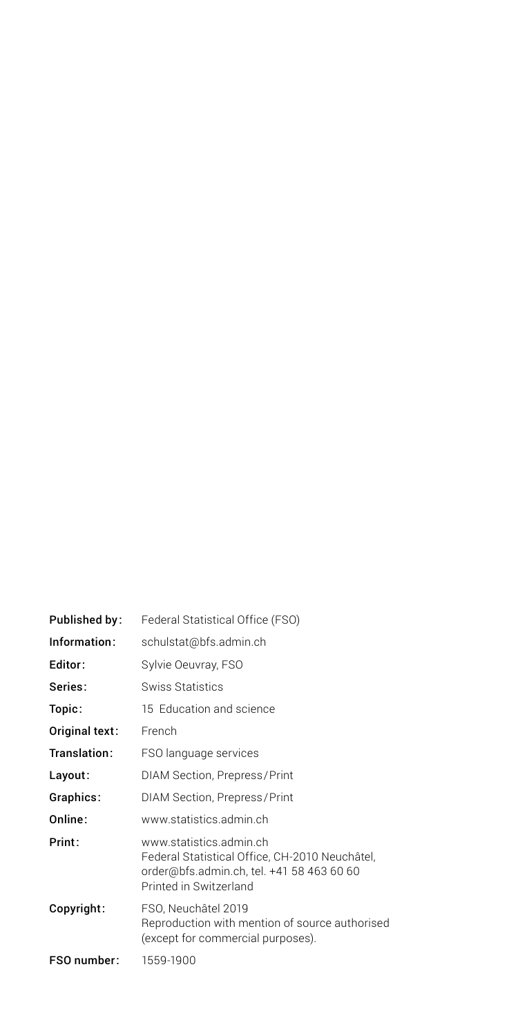| | |
|---|---|
| **Published by:** | Federal Statistical Office (FSO) |
| **Information:** | schulstat@bfs.admin.ch |
| **Editor:** | Sylvie Oeuvray, FSO |
| **Series:** | Swiss Statistics |
| **Topic:** | 15 Education and science |
| **Original text:** | French |
| **Translation:** | FSO language services |
| **Layout:** | DIAM Section, Prepress/Print |
| **Graphics:** | DIAM Section, Prepress/Print |
| **Online:** | www.statistics.admin.ch |
| **Print:** | www.statistics.admin.ch<br>Federal Statistical Office, CH-2010 Neuchâtel,<br>order@bfs.admin.ch, tel. +41 58 463 60 60<br>Printed in Switzerland |
| **Copyright:** | FSO, Neuchâtel 2019<br>Reproduction with mention of source authorised<br>(except for commercial purposes). |
| **FSO number:** | 1559-1900 |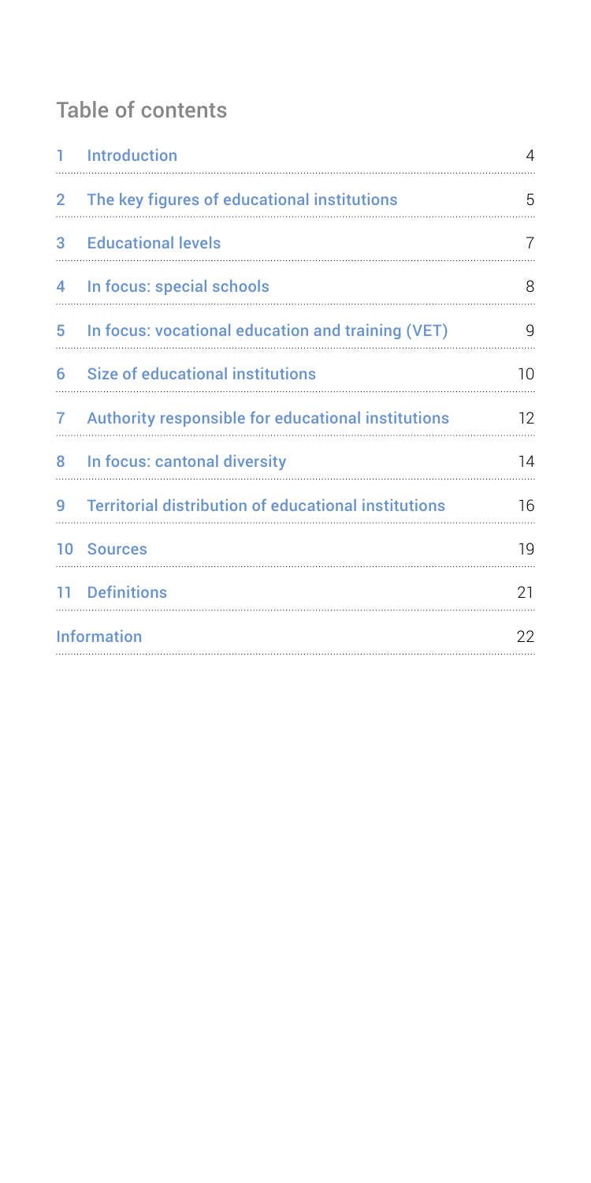## Table of contents

| | | |
|---|---|---|
| 1 | Introduction | 4 |
| 2 | The key figures of educational institutions | 5 |
| 3 | Educational levels | 7 |
| 4 | In focus: special schools | 8 |
| 5 | In focus: vocational education and training (VET) | 9 |
| 6 | Size of educational institutions | 10 |
| 7 | Authority responsible for educational institutions | 12 |
| 8 | In focus: cantonal diversity | 14 |
| 9 | Territorial distribution of educational institutions | 16 |
| 10 | Sources | 19 |
| 11 | Definitions | 21 |
| | Information | 22 |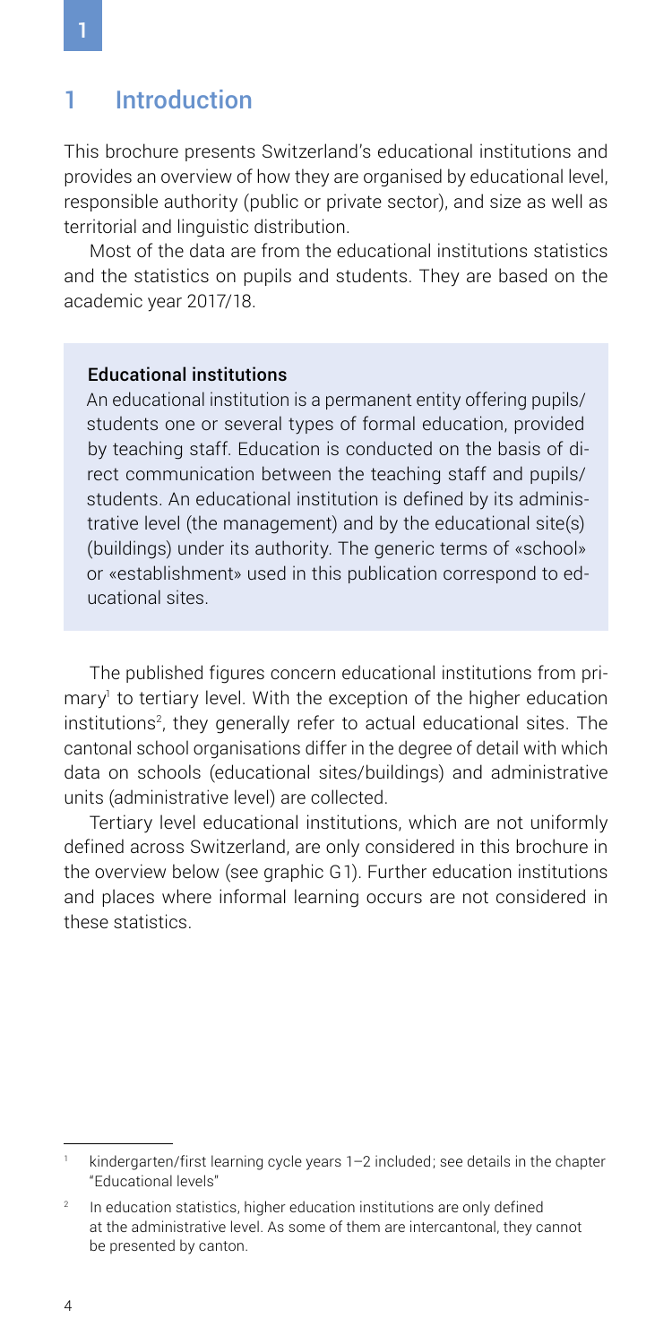# 1 Introduction

This brochure presents Switzerland's educational institutions and provides an overview of how they are organised by educational level, responsible authority (public or private sector), and size as well as territorial and linguistic distribution.

Most of the data are from the educational institutions statistics and the statistics on pupils and students. They are based on the academic year 2017/18.

> **Educational institutions**
>
> An educational institution is a permanent entity offering pupils/students one or several types of formal education, provided by teaching staff. Education is conducted on the basis of direct communication between the teaching staff and pupils/students. An educational institution is defined by its administrative level (the management) and by the educational site(s) (buildings) under its authority. The generic terms of «school» or «establishment» used in this publication correspond to educational sites.

The published figures concern educational institutions from primary[1] to tertiary level. With the exception of the higher education institutions[2], they generally refer to actual educational sites. The cantonal school organisations differ in the degree of detail with which data on schools (educational sites/buildings) and administrative units (administrative level) are collected.

Tertiary level educational institutions, which are not uniformly defined across Switzerland, are only considered in this brochure in the overview below (see graphic G1). Further education institutions and places where informal learning occurs are not considered in these statistics.

---

[1] kindergarten/first learning cycle years 1–2 included; see details in the chapter "Educational levels"

[2] In education statistics, higher education institutions are only defined at the administrative level. As some of them are intercantonal, they cannot be presented by canton.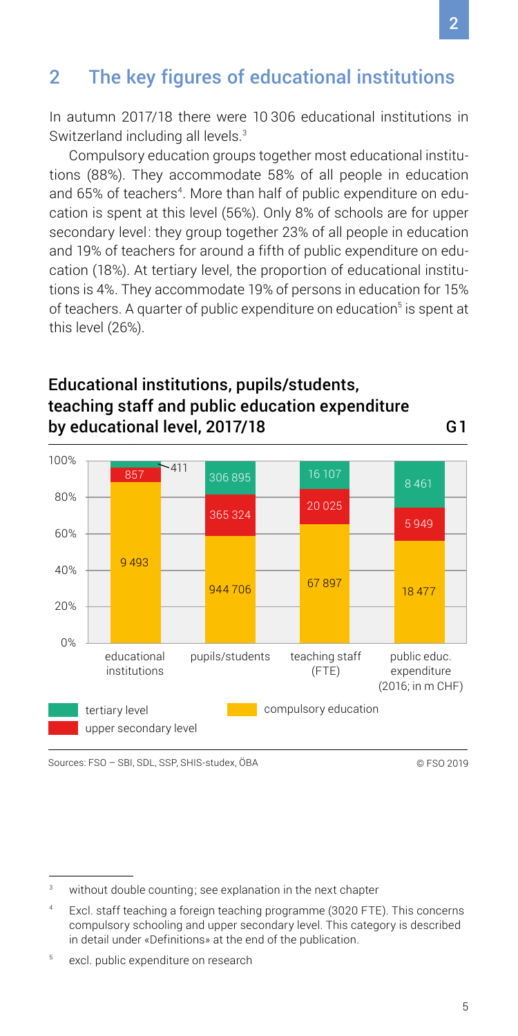## 2 The key figures of educational institutions

In autumn 2017/18 there were 10 306 educational institutions in Switzerland including all levels.[3]

Compulsory education groups together most educational institutions (88%). They accommodate 58% of all people in education and 65% of teachers[4]. More than half of public expenditure on education is spent at this level (56%). Only 8% of schools are for upper secondary level: they group together 23% of all people in education and 19% of teachers for around a fifth of public expenditure on education (18%). At tertiary level, the proportion of educational institutions is 4%. They accommodate 19% of persons in education for 15% of teachers. A quarter of public expenditure on education[5] is spent at this level (26%).

### Educational institutions, pupils/students, teaching staff and public education expenditure by educational level, 2017/18 — G1

| | educational institutions | pupils/students | teaching staff (FTE) | public educ. expenditure (2016; in m CHF) |
|---|---|---|---|---|
| tertiary level | 411 | 306 895 | 16 107 | 8 461 |
| upper secondary level | 857 | 365 324 | 20 025 | 5 949 |
| compulsory education | 9 493 | 944 706 | 67 897 | 18 477 |

Sources: FSO – SBI, SDL, SSP, SHIS-studex, ÖBA © FSO 2019

---

[3] without double counting; see explanation in the next chapter

[4] Excl. staff teaching a foreign teaching programme (3020 FTE). This concerns compulsory schooling and upper secondary level. This category is described in detail under «Definitions» at the end of the publication.

[5] excl. public expenditure on research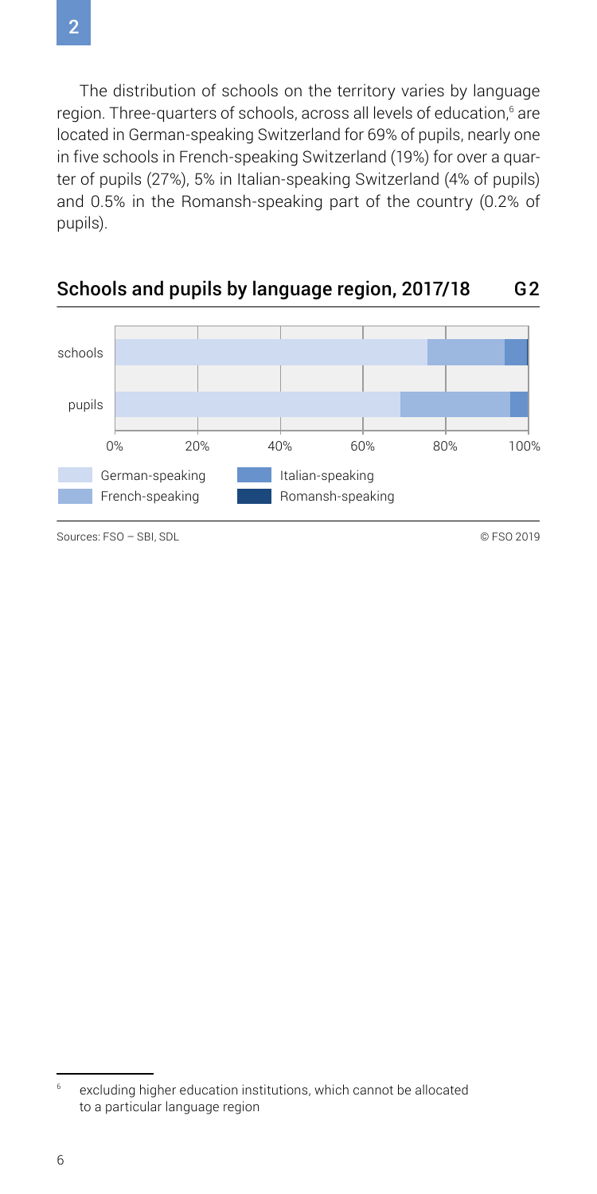The distribution of schools on the territory varies by language region. Three-quarters of schools, across all levels of education,[6] are located in German-speaking Switzerland for 69% of pupils, nearly one in five schools in French-speaking Switzerland (19%) for over a quarter of pupils (27%), 5% in Italian-speaking Switzerland (4% of pupils) and 0.5% in the Romansh-speaking part of the country (0.2% of pupils).

## Schools and pupils by language region, 2017/18 G2

German-speaking | French-speaking | Italian-speaking | Romansh-speaking

Sources: FSO – SBI, SDL © FSO 2019

---

[6] excluding higher education institutions, which cannot be allocated to a particular language region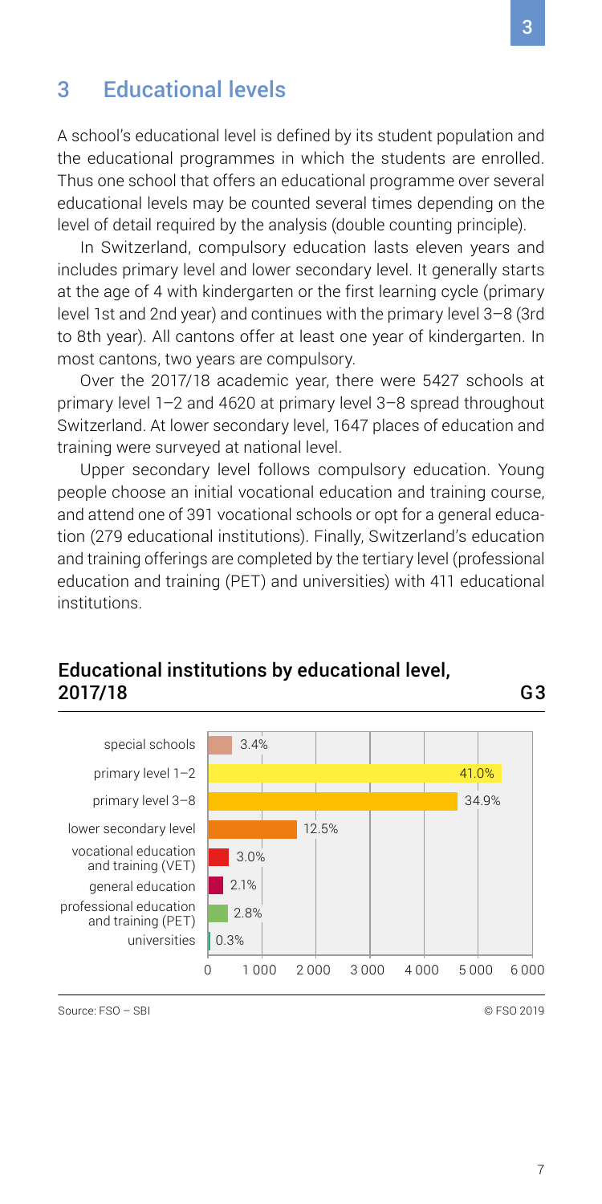## 3 Educational levels

A school's educational level is defined by its student population and the educational programmes in which the students are enrolled. Thus one school that offers an educational programme over several educational levels may be counted several times depending on the level of detail required by the analysis (double counting principle).

In Switzerland, compulsory education lasts eleven years and includes primary level and lower secondary level. It generally starts at the age of 4 with kindergarten or the first learning cycle (primary level 1st and 2nd year) and continues with the primary level 3–8 (3rd to 8th year). All cantons offer at least one year of kindergarten. In most cantons, two years are compulsory.

Over the 2017/18 academic year, there were 5427 schools at primary level 1–2 and 4620 at primary level 3–8 spread throughout Switzerland. At lower secondary level, 1647 places of education and training were surveyed at national level.

Upper secondary level follows compulsory education. Young people choose an initial vocational education and training course, and attend one of 391 vocational schools or opt for a general education (279 educational institutions). Finally, Switzerland's education and training offerings are completed by the tertiary level (professional education and training (PET) and universities) with 411 educational institutions.

### Educational institutions by educational level, 2017/18 — G3

| Educational level | Share |
|---|---|
| special schools | 3.4% |
| primary level 1–2 | 41.0% |
| primary level 3–8 | 34.9% |
| lower secondary level | 12.5% |
| vocational education and training (VET) | 3.0% |
| general education | 2.1% |
| professional education and training (PET) | 2.8% |
| universities | 0.3% |

Source: FSO – SBI © FSO 2019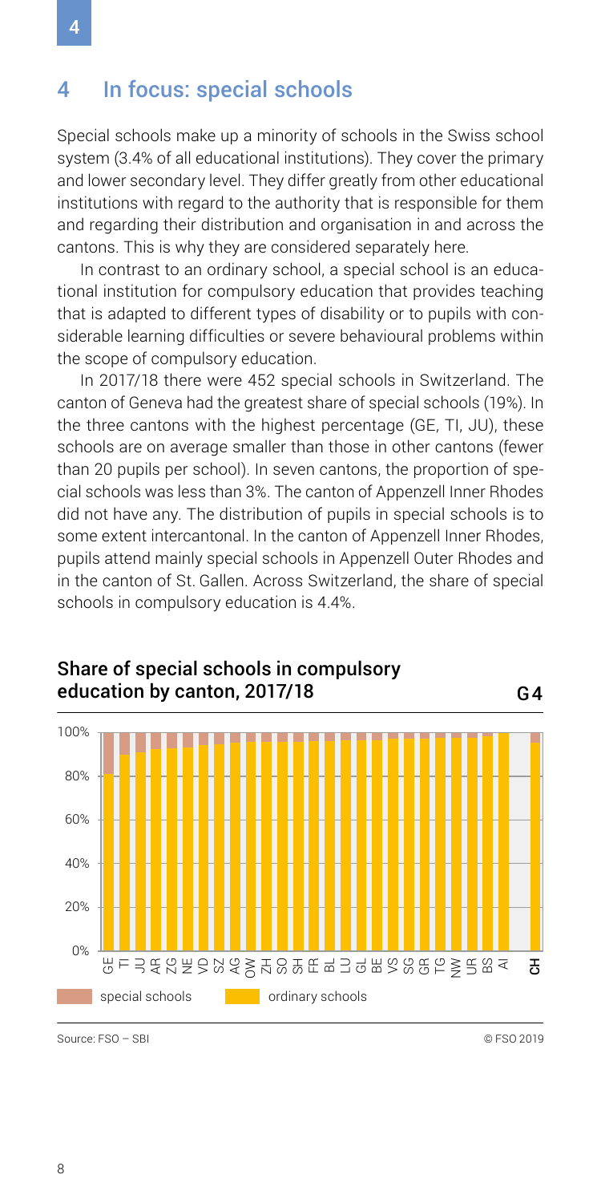## 4 In focus: special schools

Special schools make up a minority of schools in the Swiss school system (3.4% of all educational institutions). They cover the primary and lower secondary level. They differ greatly from other educational institutions with regard to the authority that is responsible for them and regarding their distribution and organisation in and across the cantons. This is why they are considered separately here.

In contrast to an ordinary school, a special school is an educational institution for compulsory education that provides teaching that is adapted to different types of disability or to pupils with considerable learning difficulties or severe behavioural problems within the scope of compulsory education.

In 2017/18 there were 452 special schools in Switzerland. The canton of Geneva had the greatest share of special schools (19%). In the three cantons with the highest percentage (GE, TI, JU), these schools are on average smaller than those in other cantons (fewer than 20 pupils per school). In seven cantons, the proportion of special schools was less than 3%. The canton of Appenzell Inner Rhodes did not have any. The distribution of pupils in special schools is to some extent intercantonal. In the canton of Appenzell Inner Rhodes, pupils attend mainly special schools in Appenzell Outer Rhodes and in the canton of St. Gallen. Across Switzerland, the share of special schools in compulsory education is 4.4%.

### Share of special schools in compulsory education by canton, 2017/18 — G4

Chart categories (left to right): GE, TI, JU, AR, ZG, NE, VD, SZ, AG, OW, ZH, SO, SH, FR, BL, LU, GL, BE, VS, SG, GR, TG, NW, UR, BS, AI, CH

Legend: special schools; ordinary schools

Source: FSO – SBI © FSO 2019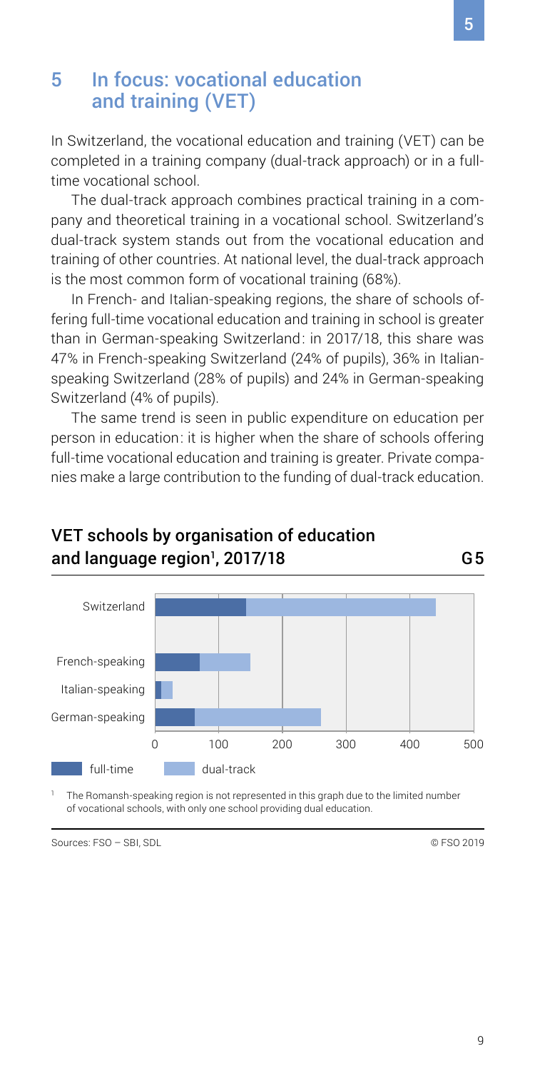# 5 In focus: vocational education and training (VET)

In Switzerland, the vocational education and training (VET) can be completed in a training company (dual-track approach) or in a full-time vocational school.

The dual-track approach combines practical training in a company and theoretical training in a vocational school. Switzerland's dual-track system stands out from the vocational education and training of other countries. At national level, the dual-track approach is the most common form of vocational training (68%).

In French- and Italian-speaking regions, the share of schools offering full-time vocational education and training in school is greater than in German-speaking Switzerland: in 2017/18, this share was 47% in French-speaking Switzerland (24% of pupils), 36% in Italian-speaking Switzerland (28% of pupils) and 24% in German-speaking Switzerland (4% of pupils).

The same trend is seen in public expenditure on education per person in education: it is higher when the share of schools offering full-time vocational education and training is greater. Private companies make a large contribution to the funding of dual-track education.

## VET schools by organisation of education and language region[1], 2017/18 — G 5

Switzerland
French-speaking
Italian-speaking
German-speaking

0 100 200 300 400 500

full-time | dual-track

[1] The Romansh-speaking region is not represented in this graph due to the limited number of vocational schools, with only one school providing dual education.

Sources: FSO – SBI, SDL — © FSO 2019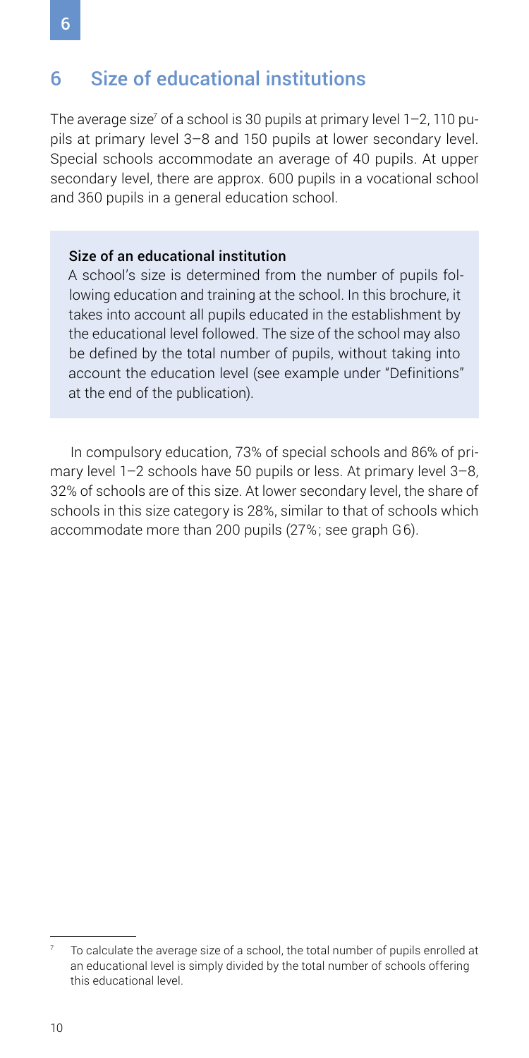## 6 Size of educational institutions

The average size[7] of a school is 30 pupils at primary level 1–2, 110 pupils at primary level 3–8 and 150 pupils at lower secondary level. Special schools accommodate an average of 40 pupils. At upper secondary level, there are approx. 600 pupils in a vocational school and 360 pupils in a general education school.

> **Size of an educational institution**
>
> A school's size is determined from the number of pupils following education and training at the school. In this brochure, it takes into account all pupils educated in the establishment by the educational level followed. The size of the school may also be defined by the total number of pupils, without taking into account the education level (see example under "Definitions" at the end of the publication).

In compulsory education, 73% of special schools and 86% of primary level 1–2 schools have 50 pupils or less. At primary level 3–8, 32% of schools are of this size. At lower secondary level, the share of schools in this size category is 28%, similar to that of schools which accommodate more than 200 pupils (27%; see graph G6).

[7] To calculate the average size of a school, the total number of pupils enrolled at an educational level is simply divided by the total number of schools offering this educational level.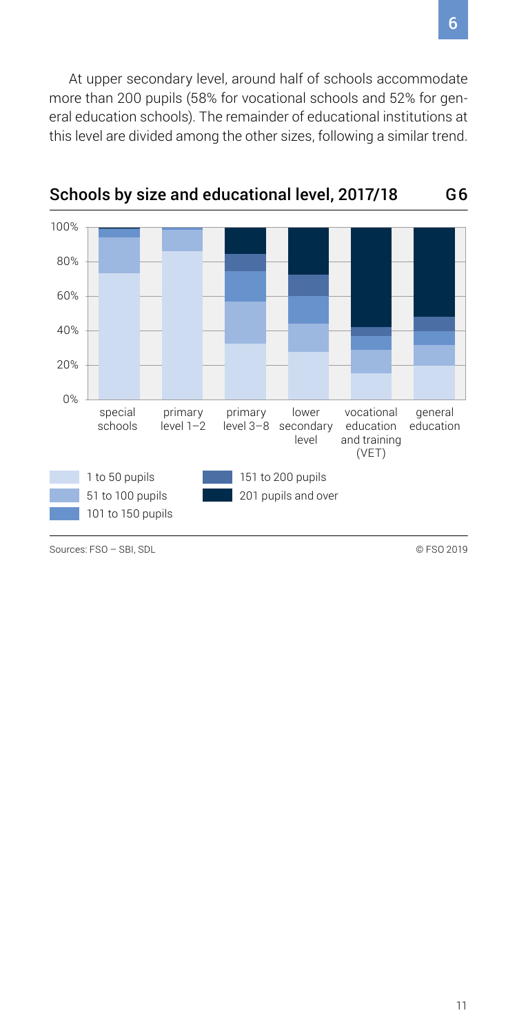At upper secondary level, around half of schools accommodate more than 200 pupils (58% for vocational schools and 52% for general education schools). The remainder of educational institutions at this level are divided among the other sizes, following a similar trend.

## Schools by size and educational level, 2017/18 G6

Categories: special schools; primary level 1–2; primary level 3–8; lower secondary level; vocational education and training (VET); general education

Legend: 1 to 50 pupils; 51 to 100 pupils; 101 to 150 pupils; 151 to 200 pupils; 201 pupils and over

Sources: FSO – SBI, SDL

© FSO 2019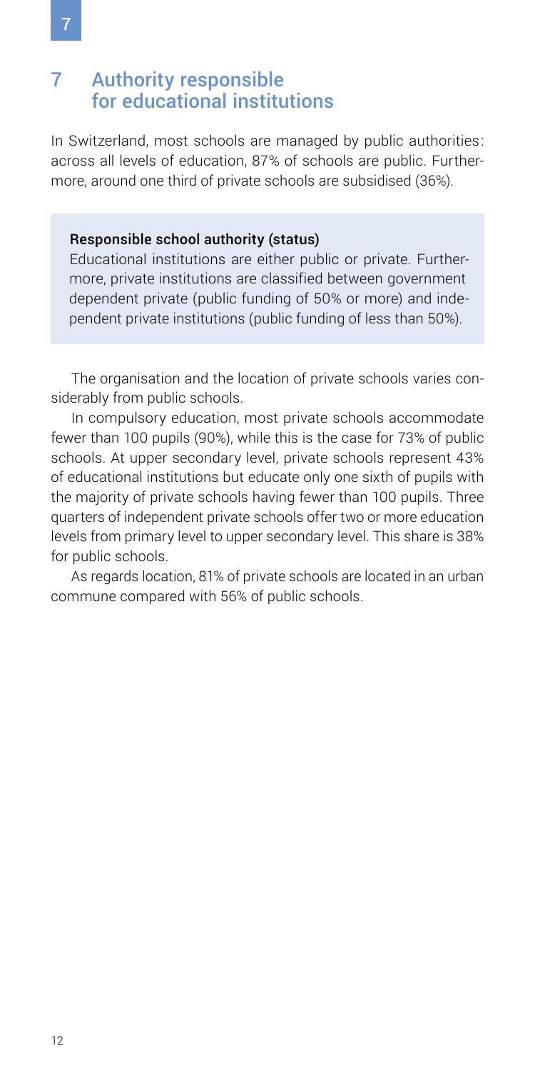# 7 Authority responsible for educational institutions

In Switzerland, most schools are managed by public authorities: across all levels of education, 87% of schools are public. Furthermore, around one third of private schools are subsidised (36%).

> **Responsible school authority (status)**
>
> Educational institutions are either public or private. Furthermore, private institutions are classified between government dependent private (public funding of 50% or more) and independent private institutions (public funding of less than 50%).

The organisation and the location of private schools varies considerably from public schools.

In compulsory education, most private schools accommodate fewer than 100 pupils (90%), while this is the case for 73% of public schools. At upper secondary level, private schools represent 43% of educational institutions but educate only one sixth of pupils with the majority of private schools having fewer than 100 pupils. Three quarters of independent private schools offer two or more education levels from primary level to upper secondary level. This share is 38% for public schools.

As regards location, 81% of private schools are located in an urban commune compared with 56% of public schools.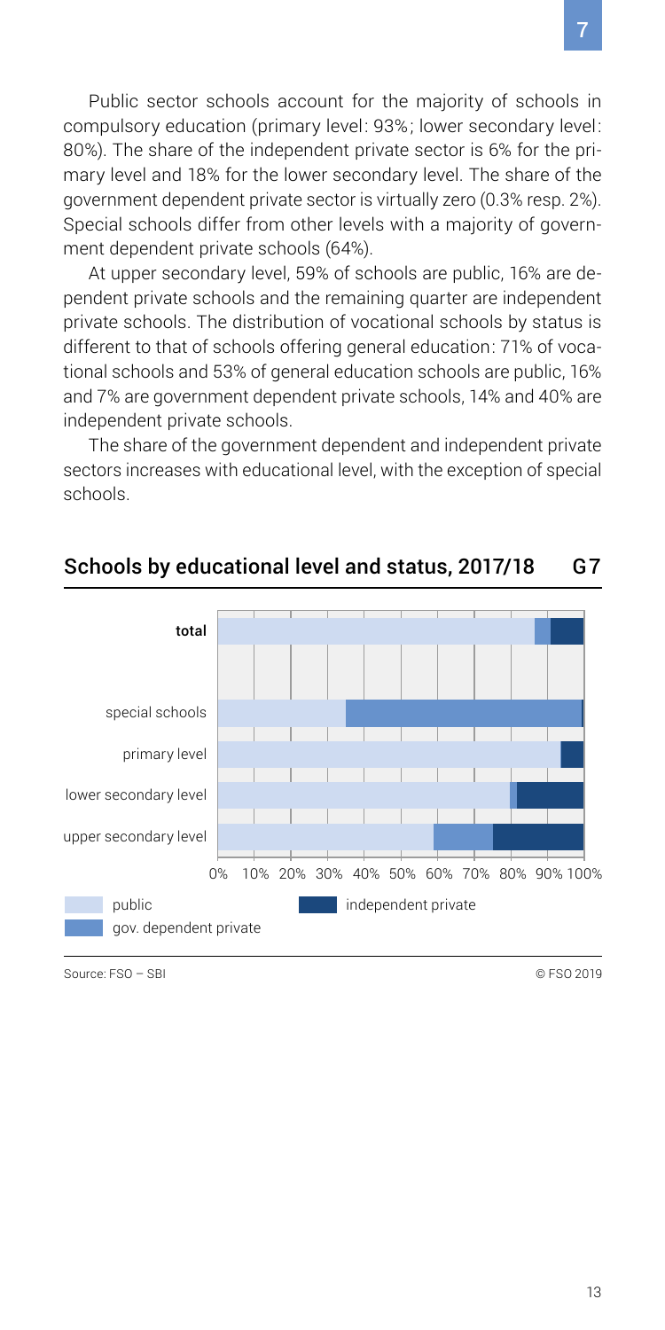Public sector schools account for the majority of schools in compulsory education (primary level: 93%; lower secondary level: 80%). The share of the independent private sector is 6% for the primary level and 18% for the lower secondary level. The share of the government dependent private sector is virtually zero (0.3% resp. 2%). Special schools differ from other levels with a majority of government dependent private schools (64%).

At upper secondary level, 59% of schools are public, 16% are dependent private schools and the remaining quarter are independent private schools. The distribution of vocational schools by status is different to that of schools offering general education: 71% of vocational schools and 53% of general education schools are public, 16% and 7% are government dependent private schools, 14% and 40% are independent private schools.

The share of the government dependent and independent private sectors increases with educational level, with the exception of special schools.

## Schools by educational level and status, 2017/18 G7

Categories: total, special schools, primary level, lower secondary level, upper secondary level

Axis: 0% 10% 20% 30% 40% 50% 60% 70% 80% 90% 100%

Legend: public; gov. dependent private; independent private

Source: FSO – SBI

© FSO 2019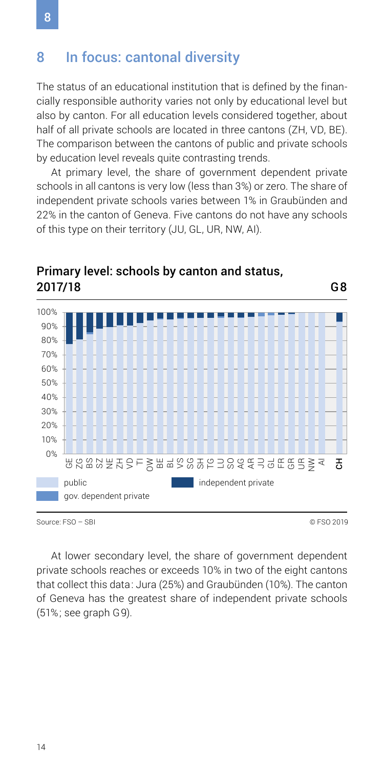## 8 In focus: cantonal diversity

The status of an educational institution that is defined by the financially responsible authority varies not only by educational level but also by canton. For all education levels considered together, about half of all private schools are located in three cantons (ZH, VD, BE). The comparison between the cantons of public and private schools by education level reveals quite contrasting trends.

At primary level, the share of government dependent private schools in all cantons is very low (less than 3%) or zero. The share of independent private schools varies between 1% in Graubünden and 22% in the canton of Geneva. Five cantons do not have any schools of this type on their territory (JU, GL, UR, NW, AI).

### Primary level: schools by canton and status, 2017/18 — G8

Legend: public; gov. dependent private; independent private

Cantons (x-axis): GE, ZG, BS, SZ, NE, ZH, VD, TI, OW, BE, BL, VS, SG, SH, TG, LU, SO, AG, AR, JU, GL, FR, GR, UR, NW, AI, CH

Source: FSO – SBI © FSO 2019

At lower secondary level, the share of government dependent private schools reaches or exceeds 10% in two of the eight cantons that collect this data: Jura (25%) and Graubünden (10%). The canton of Geneva has the greatest share of independent private schools (51%; see graph G9).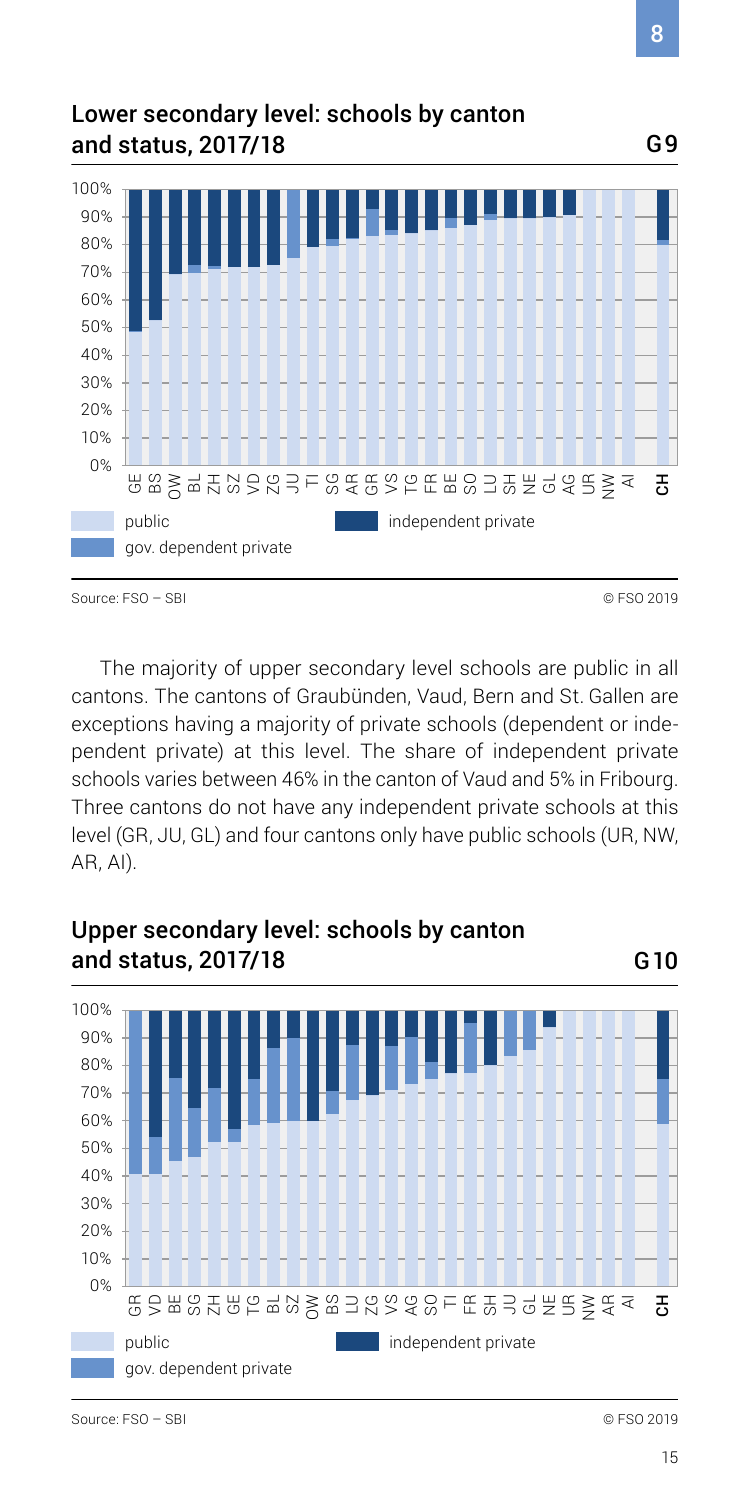## Lower secondary level: schools by canton and status, 2017/18

G9

Source: FSO – SBI

© FSO 2019

The majority of upper secondary level schools are public in all cantons. The cantons of Graubünden, Vaud, Bern and St. Gallen are exceptions having a majority of private schools (dependent or independent private) at this level. The share of independent private schools varies between 46% in the canton of Vaud and 5% in Fribourg. Three cantons do not have any independent private schools at this level (GR, JU, GL) and four cantons only have public schools (UR, NW, AR, AI).

## Upper secondary level: schools by canton and status, 2017/18

G10

Source: FSO – SBI

© FSO 2019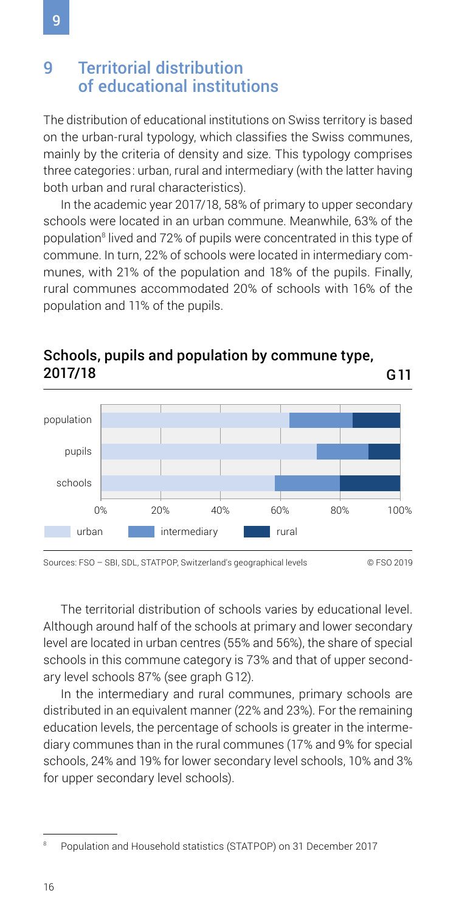# 9 Territorial distribution of educational institutions

The distribution of educational institutions on Swiss territory is based on the urban-rural typology, which classifies the Swiss communes, mainly by the criteria of density and size. This typology comprises three categories: urban, rural and intermediary (with the latter having both urban and rural characteristics).

In the academic year 2017/18, 58% of primary to upper secondary schools were located in an urban commune. Meanwhile, 63% of the population[8] lived and 72% of pupils were concentrated in this type of commune. In turn, 22% of schools were located in intermediary communes, with 21% of the population and 18% of the pupils. Finally, rural communes accommodated 20% of schools with 16% of the population and 11% of the pupils.

## Schools, pupils and population by commune type, 2017/18 — G11

Legend: urban, intermediary, rural

Categories: population, pupils, schools (0%–100%)

Sources: FSO – SBI, SDL, STATPOP, Switzerland's geographical levels © FSO 2019

The territorial distribution of schools varies by educational level. Although around half of the schools at primary and lower secondary level are located in urban centres (55% and 56%), the share of special schools in this commune category is 73% and that of upper secondary level schools 87% (see graph G12).

In the intermediary and rural communes, primary schools are distributed in an equivalent manner (22% and 23%). For the remaining education levels, the percentage of schools is greater in the intermediary communes than in the rural communes (17% and 9% for special schools, 24% and 19% for lower secondary level schools, 10% and 3% for upper secondary level schools).

---

[8] Population and Household statistics (STATPOP) on 31 December 2017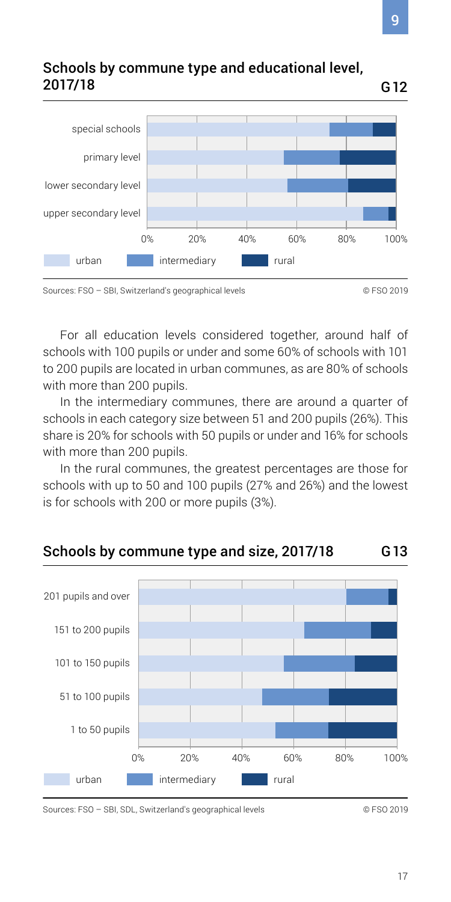## Schools by commune type and educational level, 2017/18

G 12

special schools
primary level
lower secondary level
upper secondary level

0% 20% 40% 60% 80% 100%

urban intermediary rural

Sources: FSO – SBI, Switzerland's geographical levels © FSO 2019

For all education levels considered together, around half of schools with 100 pupils or under and some 60% of schools with 101 to 200 pupils are located in urban communes, as are 80% of schools with more than 200 pupils.

In the intermediary communes, there are around a quarter of schools in each category size between 51 and 200 pupils (26%). This share is 20% for schools with 50 pupils or under and 16% for schools with more than 200 pupils.

In the rural communes, the greatest percentages are those for schools with up to 50 and 100 pupils (27% and 26%) and the lowest is for schools with 200 or more pupils (3%).

## Schools by commune type and size, 2017/18

G 13

201 pupils and over
151 to 200 pupils
101 to 150 pupils
51 to 100 pupils
1 to 50 pupils

0% 20% 40% 60% 80% 100%

urban intermediary rural

Sources: FSO – SBI, SDL, Switzerland's geographical levels © FSO 2019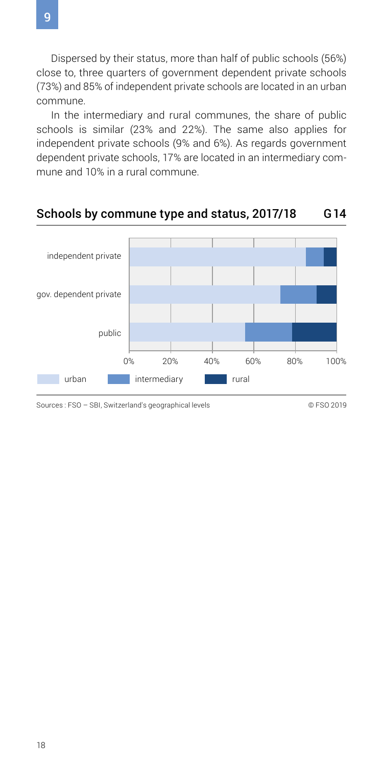Dispersed by their status, more than half of public schools (56%) close to, three quarters of government dependent private schools (73%) and 85% of independent private schools are located in an urban commune.

In the intermediary and rural communes, the share of public schools is similar (23% and 22%). The same also applies for independent private schools (9% and 6%). As regards government dependent private schools, 17% are located in an intermediary commune and 10% in a rural commune.

## Schools by commune type and status, 2017/18 G14

Sources : FSO – SBI, Switzerland's geographical levels © FSO 2019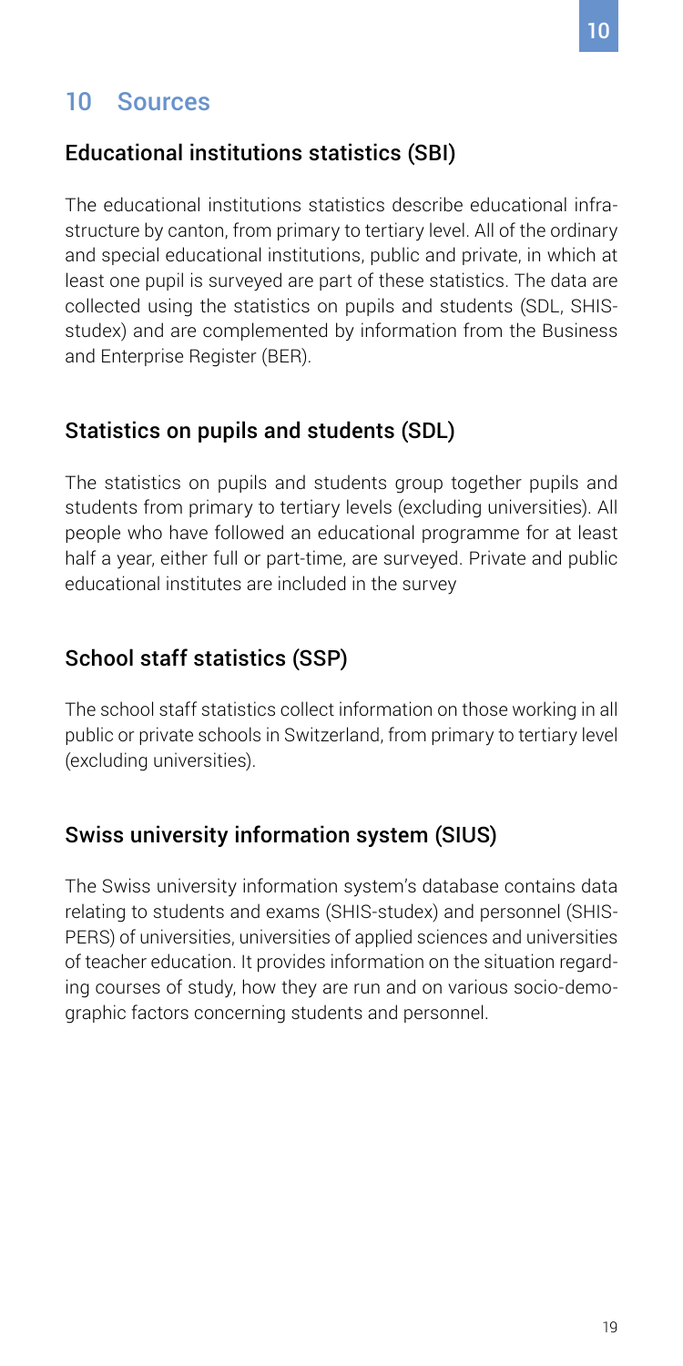## 10 Sources

### Educational institutions statistics (SBI)

The educational institutions statistics describe educational infrastructure by canton, from primary to tertiary level. All of the ordinary and special educational institutions, public and private, in which at least one pupil is surveyed are part of these statistics. The data are collected using the statistics on pupils and students (SDL, SHIS-studex) and are complemented by information from the Business and Enterprise Register (BER).

### Statistics on pupils and students (SDL)

The statistics on pupils and students group together pupils and students from primary to tertiary levels (excluding universities). All people who have followed an educational programme for at least half a year, either full or part-time, are surveyed. Private and public educational institutes are included in the survey

### School staff statistics (SSP)

The school staff statistics collect information on those working in all public or private schools in Switzerland, from primary to tertiary level (excluding universities).

### Swiss university information system (SIUS)

The Swiss university information system's database contains data relating to students and exams (SHIS-studex) and personnel (SHIS-PERS) of universities, universities of applied sciences and universities of teacher education. It provides information on the situation regarding courses of study, how they are run and on various socio-demographic factors concerning students and personnel.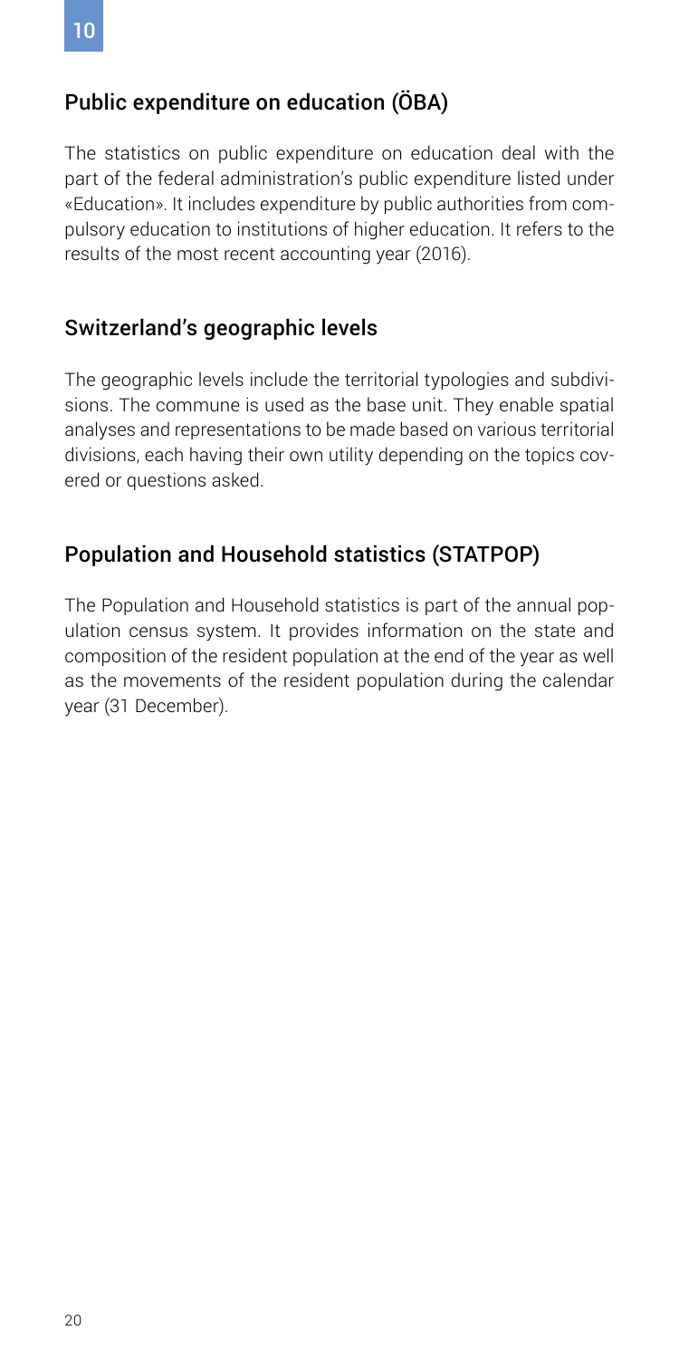## Public expenditure on education (ÖBA)

The statistics on public expenditure on education deal with the part of the federal administration's public expenditure listed under «Education». It includes expenditure by public authorities from compulsory education to institutions of higher education. It refers to the results of the most recent accounting year (2016).

## Switzerland's geographic levels

The geographic levels include the territorial typologies and subdivisions. The commune is used as the base unit. They enable spatial analyses and representations to be made based on various territorial divisions, each having their own utility depending on the topics covered or questions asked.

## Population and Household statistics (STATPOP)

The Population and Household statistics is part of the annual population census system. It provides information on the state and composition of the resident population at the end of the year as well as the movements of the resident population during the calendar year (31 December).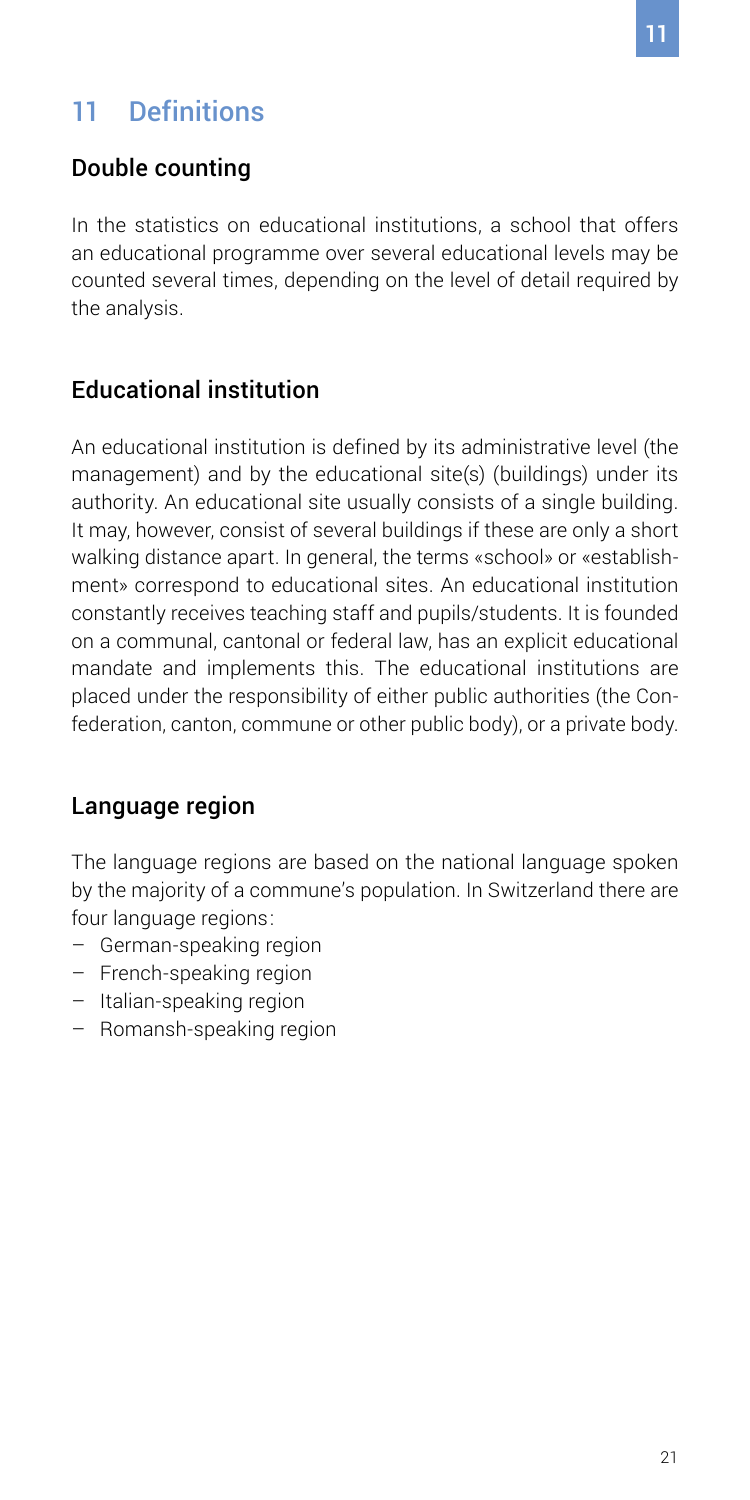# 11 Definitions

## Double counting

In the statistics on educational institutions, a school that offers an educational programme over several educational levels may be counted several times, depending on the level of detail required by the analysis.

## Educational institution

An educational institution is defined by its administrative level (the management) and by the educational site(s) (buildings) under its authority. An educational site usually consists of a single building. It may, however, consist of several buildings if these are only a short walking distance apart. In general, the terms «school» or «establishment» correspond to educational sites. An educational institution constantly receives teaching staff and pupils/students. It is founded on a communal, cantonal or federal law, has an explicit educational mandate and implements this. The educational institutions are placed under the responsibility of either public authorities (the Confederation, canton, commune or other public body), or a private body.

## Language region

The language regions are based on the national language spoken by the majority of a commune's population. In Switzerland there are four language regions:

- German-speaking region
- French-speaking region
- Italian-speaking region
- Romansh-speaking region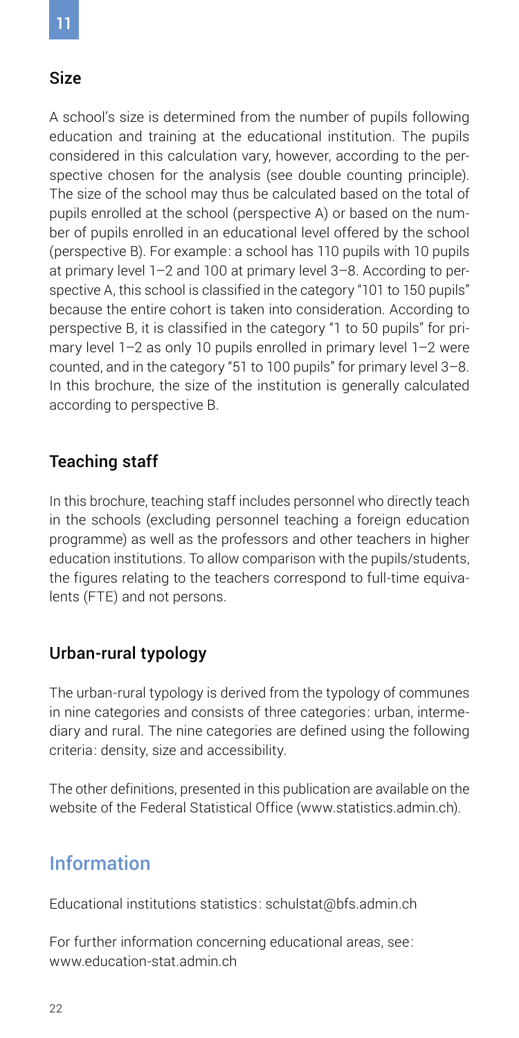## Size

A school's size is determined from the number of pupils following education and training at the educational institution. The pupils considered in this calculation vary, however, according to the perspective chosen for the analysis (see double counting principle). The size of the school may thus be calculated based on the total of pupils enrolled at the school (perspective A) or based on the number of pupils enrolled in an educational level offered by the school (perspective B). For example: a school has 110 pupils with 10 pupils at primary level 1–2 and 100 at primary level 3–8. According to perspective A, this school is classified in the category "101 to 150 pupils" because the entire cohort is taken into consideration. According to perspective B, it is classified in the category "1 to 50 pupils" for primary level 1–2 as only 10 pupils enrolled in primary level 1–2 were counted, and in the category "51 to 100 pupils" for primary level 3–8. In this brochure, the size of the institution is generally calculated according to perspective B.

## Teaching staff

In this brochure, teaching staff includes personnel who directly teach in the schools (excluding personnel teaching a foreign education programme) as well as the professors and other teachers in higher education institutions. To allow comparison with the pupils/students, the figures relating to the teachers correspond to full-time equivalents (FTE) and not persons.

## Urban-rural typology

The urban-rural typology is derived from the typology of communes in nine categories and consists of three categories: urban, intermediary and rural. The nine categories are defined using the following criteria: density, size and accessibility.

The other definitions, presented in this publication are available on the website of the Federal Statistical Office (www.statistics.admin.ch).

# Information

Educational institutions statistics: schulstat@bfs.admin.ch

For further information concerning educational areas, see: www.education-stat.admin.ch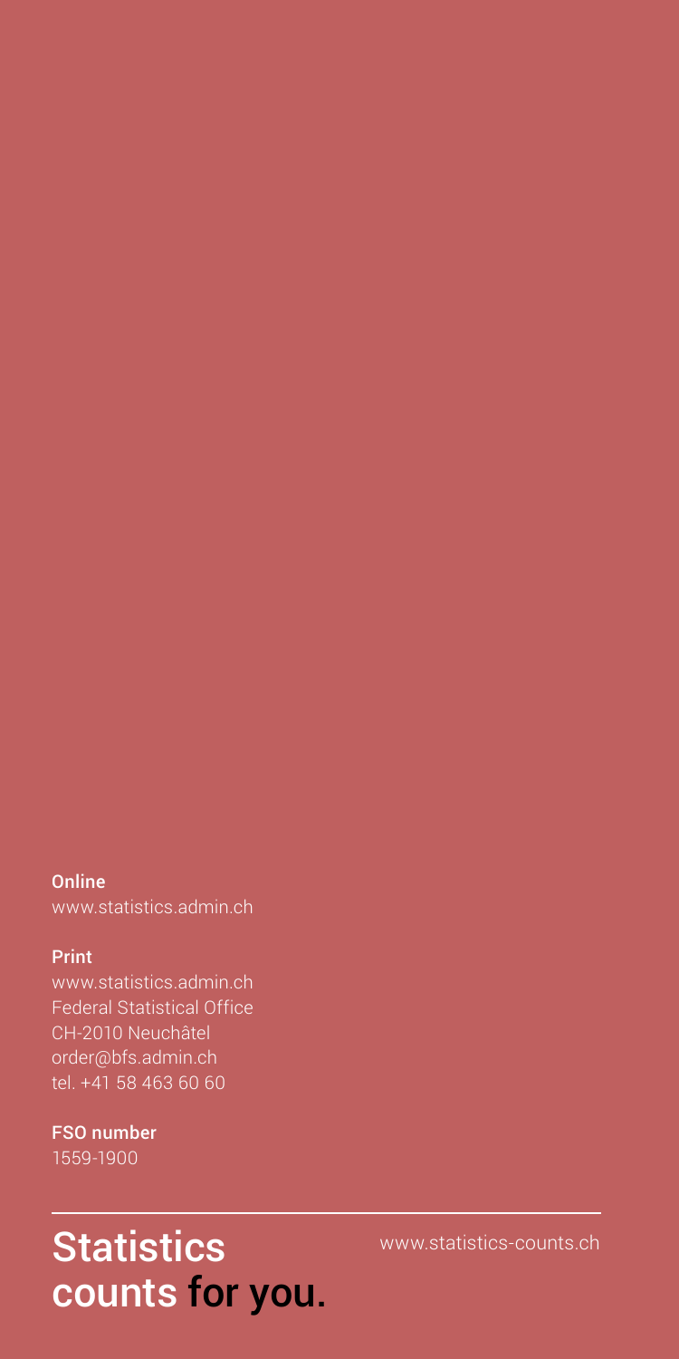**Online**
www.statistics.admin.ch

**Print**
www.statistics.admin.ch
Federal Statistical Office
CH-2010 Neuchâtel
order@bfs.admin.ch
tel. +41 58 463 60 60

**FSO number**
1559-1900

---

**Statistics counts for you.**

www.statistics-counts.ch